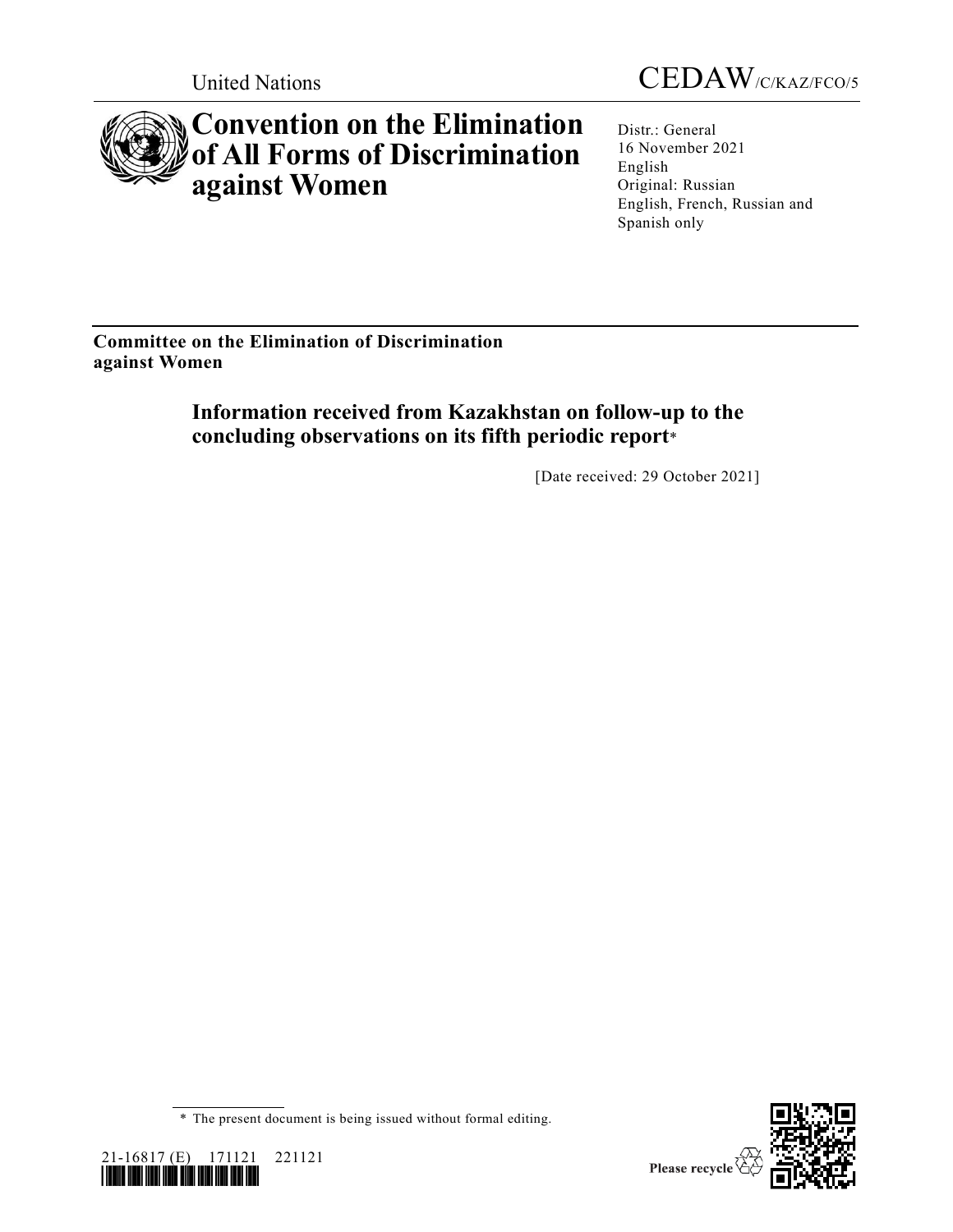United Nations

CEDAW/C/KAZ/FCO/5

# Convention on the Elimination of All Forms of Discrimination against Women

Distr.: General
16 November 2021
English
Original: Russian
English, French, Russian and Spanish only

**Committee on the Elimination of Discrimination against Women**

## Information received from Kazakhstan on follow-up to the concluding observations on its fifth periodic report*

[Date received: 29 October 2021]

* The present document is being issued without formal editing.

21-16817 (E) 171121 221121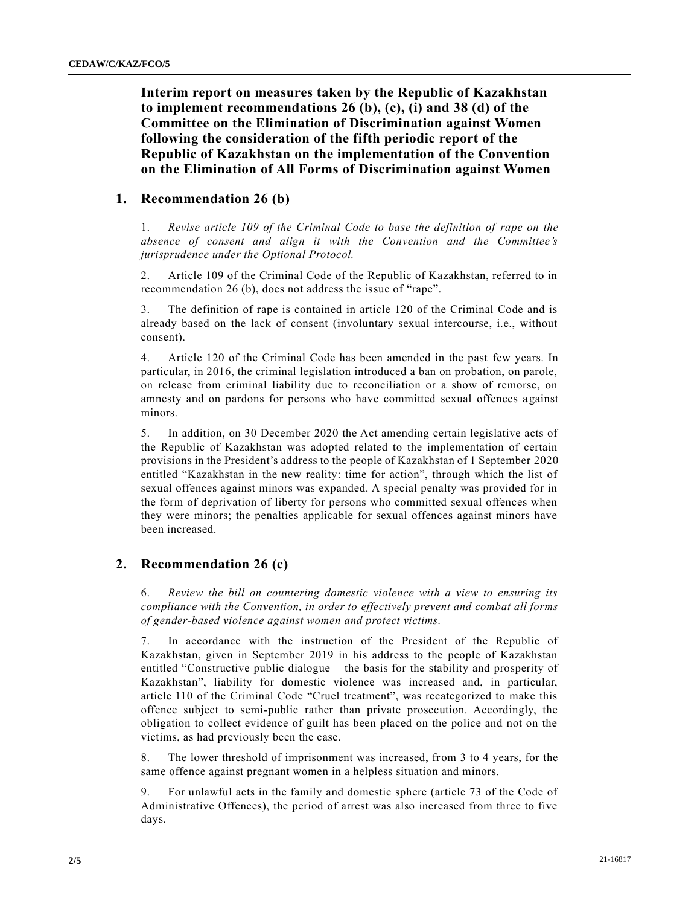**Interim report on measures taken by the Republic of Kazakhstan to implement recommendations 26 (b), (c), (i) and 38 (d) of the Committee on the Elimination of Discrimination against Women following the consideration of the fifth periodic report of the Republic of Kazakhstan on the implementation of the Convention on the Elimination of All Forms of Discrimination against Women**

## 1. Recommendation 26 (b)

1. *Revise article 109 of the Criminal Code to base the definition of rape on the absence of consent and align it with the Convention and the Committee's jurisprudence under the Optional Protocol.*

2. Article 109 of the Criminal Code of the Republic of Kazakhstan, referred to in recommendation 26 (b), does not address the issue of "rape".

3. The definition of rape is contained in article 120 of the Criminal Code and is already based on the lack of consent (involuntary sexual intercourse, i.e., without consent).

4. Article 120 of the Criminal Code has been amended in the past few years. In particular, in 2016, the criminal legislation introduced a ban on probation, on parole, on release from criminal liability due to reconciliation or a show of remorse, on amnesty and on pardons for persons who have committed sexual offences against minors.

5. In addition, on 30 December 2020 the Act amending certain legislative acts of the Republic of Kazakhstan was adopted related to the implementation of certain provisions in the President's address to the people of Kazakhstan of 1 September 2020 entitled "Kazakhstan in the new reality: time for action", through which the list of sexual offences against minors was expanded. A special penalty was provided for in the form of deprivation of liberty for persons who committed sexual offences when they were minors; the penalties applicable for sexual offences against minors have been increased.

## 2. Recommendation 26 (c)

6. *Review the bill on countering domestic violence with a view to ensuring its compliance with the Convention, in order to effectively prevent and combat all forms of gender-based violence against women and protect victims.*

7. In accordance with the instruction of the President of the Republic of Kazakhstan, given in September 2019 in his address to the people of Kazakhstan entitled "Constructive public dialogue – the basis for the stability and prosperity of Kazakhstan", liability for domestic violence was increased and, in particular, article 110 of the Criminal Code "Cruel treatment", was recategorized to make this offence subject to semi-public rather than private prosecution. Accordingly, the obligation to collect evidence of guilt has been placed on the police and not on the victims, as had previously been the case.

8. The lower threshold of imprisonment was increased, from 3 to 4 years, for the same offence against pregnant women in a helpless situation and minors.

9. For unlawful acts in the family and domestic sphere (article 73 of the Code of Administrative Offences), the period of arrest was also increased from three to five days.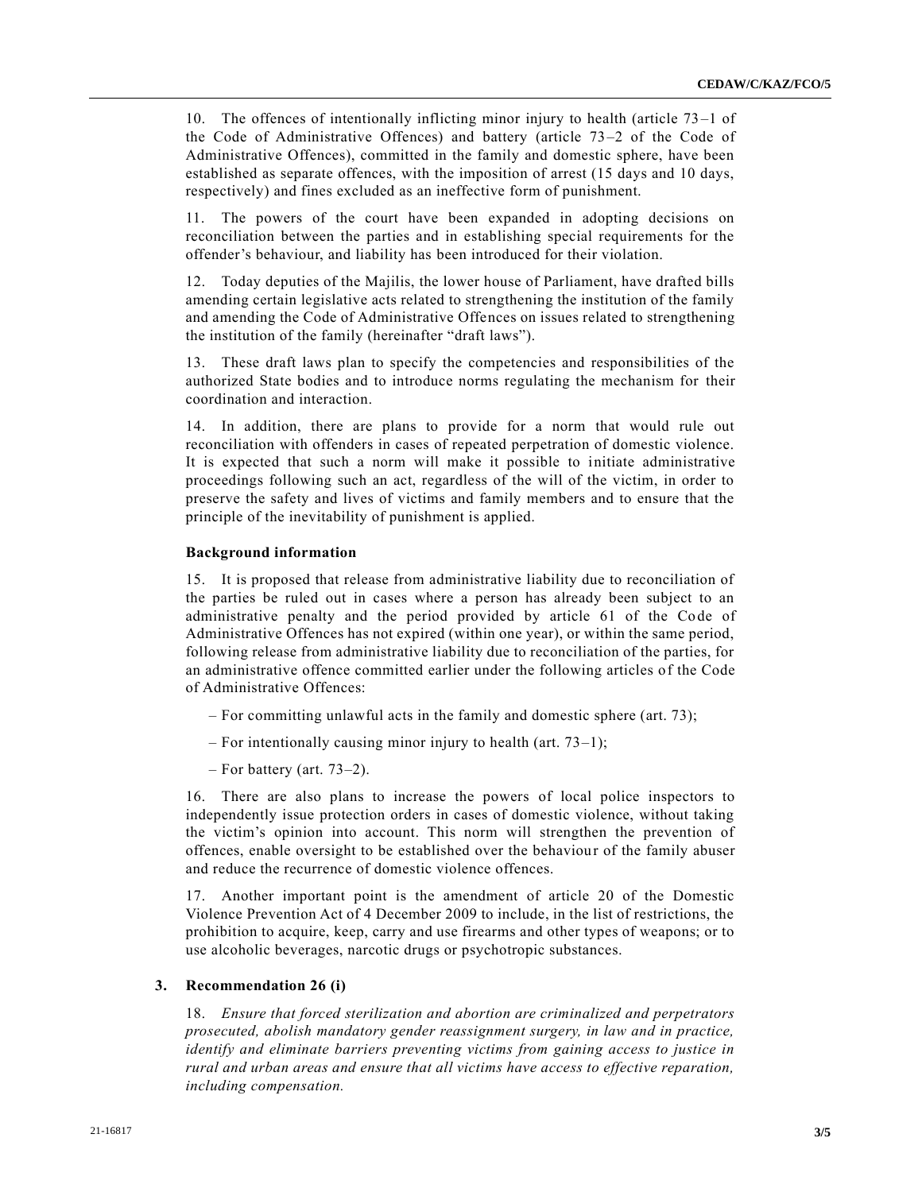10. The offences of intentionally inflicting minor injury to health (article 73–1 of the Code of Administrative Offences) and battery (article 73–2 of the Code of Administrative Offences), committed in the family and domestic sphere, have been established as separate offences, with the imposition of arrest (15 days and 10 days, respectively) and fines excluded as an ineffective form of punishment.

11. The powers of the court have been expanded in adopting decisions on reconciliation between the parties and in establishing special requirements for the offender's behaviour, and liability has been introduced for their violation.

12. Today deputies of the Majilis, the lower house of Parliament, have drafted bills amending certain legislative acts related to strengthening the institution of the family and amending the Code of Administrative Offences on issues related to strengthening the institution of the family (hereinafter "draft laws").

13. These draft laws plan to specify the competencies and responsibilities of the authorized State bodies and to introduce norms regulating the mechanism for their coordination and interaction.

14. In addition, there are plans to provide for a norm that would rule out reconciliation with offenders in cases of repeated perpetration of domestic violence. It is expected that such a norm will make it possible to initiate administrative proceedings following such an act, regardless of the will of the victim, in order to preserve the safety and lives of victims and family members and to ensure that the principle of the inevitability of punishment is applied.

#### Background information

15. It is proposed that release from administrative liability due to reconciliation of the parties be ruled out in cases where a person has already been subject to an administrative penalty and the period provided by article 61 of the Code of Administrative Offences has not expired (within one year), or within the same period, following release from administrative liability due to reconciliation of the parties, for an administrative offence committed earlier under the following articles of the Code of Administrative Offences:

- For committing unlawful acts in the family and domestic sphere (art. 73);
- For intentionally causing minor injury to health (art. 73–1);
- For battery (art. 73–2).

16. There are also plans to increase the powers of local police inspectors to independently issue protection orders in cases of domestic violence, without taking the victim's opinion into account. This norm will strengthen the prevention of offences, enable oversight to be established over the behaviour of the family abuser and reduce the recurrence of domestic violence offences.

17. Another important point is the amendment of article 20 of the Domestic Violence Prevention Act of 4 December 2009 to include, in the list of restrictions, the prohibition to acquire, keep, carry and use firearms and other types of weapons; or to use alcoholic beverages, narcotic drugs or psychotropic substances.

### 3. Recommendation 26 (i)

18. *Ensure that forced sterilization and abortion are criminalized and perpetrators prosecuted, abolish mandatory gender reassignment surgery, in law and in practice, identify and eliminate barriers preventing victims from gaining access to justice in rural and urban areas and ensure that all victims have access to effective reparation, including compensation.*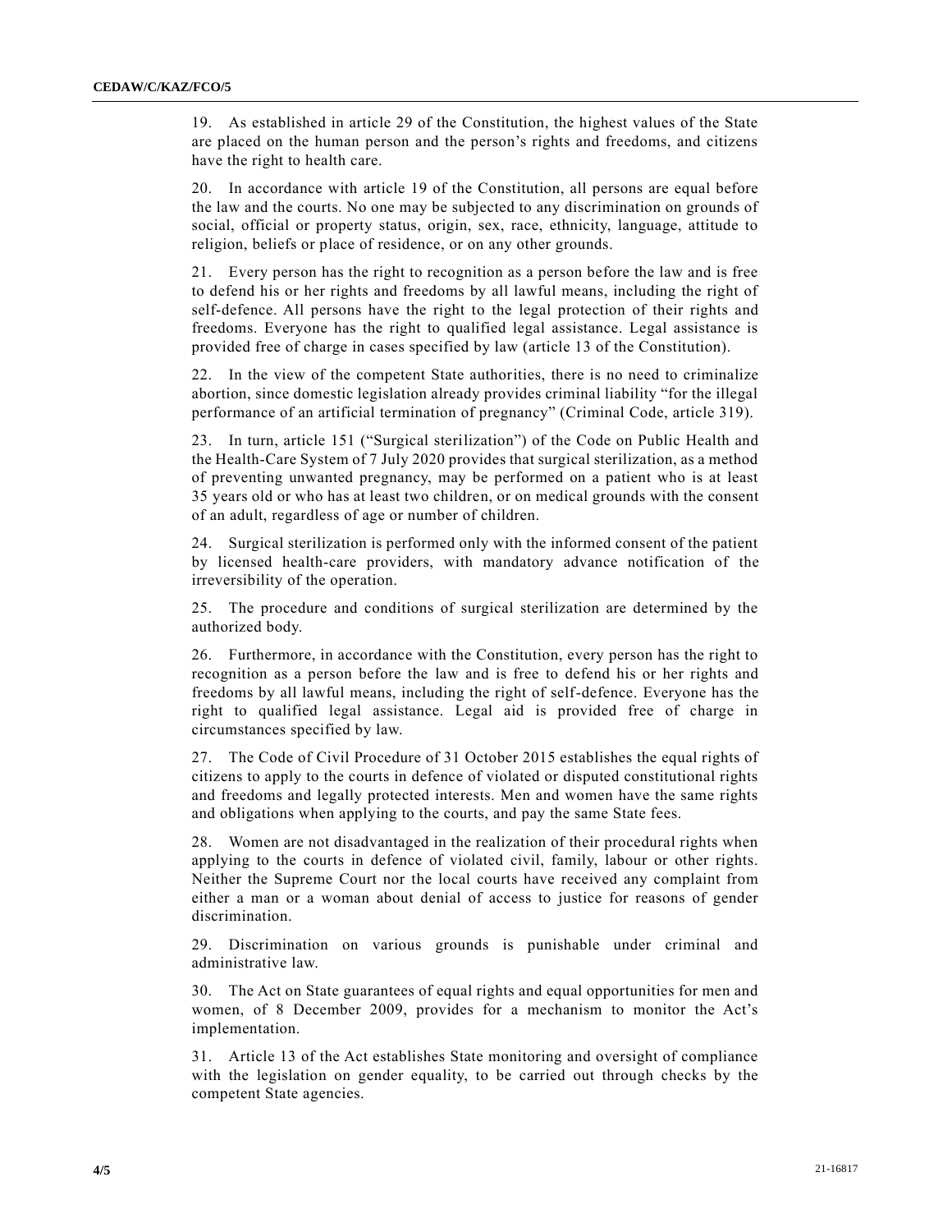19. As established in article 29 of the Constitution, the highest values of the State are placed on the human person and the person's rights and freedoms, and citizens have the right to health care.

20. In accordance with article 19 of the Constitution, all persons are equal before the law and the courts. No one may be subjected to any discrimination on grounds of social, official or property status, origin, sex, race, ethnicity, language, attitude to religion, beliefs or place of residence, or on any other grounds.

21. Every person has the right to recognition as a person before the law and is free to defend his or her rights and freedoms by all lawful means, including the right of self-defence. All persons have the right to the legal protection of their rights and freedoms. Everyone has the right to qualified legal assistance. Legal assistance is provided free of charge in cases specified by law (article 13 of the Constitution).

22. In the view of the competent State authorities, there is no need to criminalize abortion, since domestic legislation already provides criminal liability "for the illegal performance of an artificial termination of pregnancy" (Criminal Code, article 319).

23. In turn, article 151 ("Surgical sterilization") of the Code on Public Health and the Health-Care System of 7 July 2020 provides that surgical sterilization, as a method of preventing unwanted pregnancy, may be performed on a patient who is at least 35 years old or who has at least two children, or on medical grounds with the consent of an adult, regardless of age or number of children.

24. Surgical sterilization is performed only with the informed consent of the patient by licensed health-care providers, with mandatory advance notification of the irreversibility of the operation.

25. The procedure and conditions of surgical sterilization are determined by the authorized body.

26. Furthermore, in accordance with the Constitution, every person has the right to recognition as a person before the law and is free to defend his or her rights and freedoms by all lawful means, including the right of self-defence. Everyone has the right to qualified legal assistance. Legal aid is provided free of charge in circumstances specified by law.

27. The Code of Civil Procedure of 31 October 2015 establishes the equal rights of citizens to apply to the courts in defence of violated or disputed constitutional rights and freedoms and legally protected interests. Men and women have the same rights and obligations when applying to the courts, and pay the same State fees.

28. Women are not disadvantaged in the realization of their procedural rights when applying to the courts in defence of violated civil, family, labour or other rights. Neither the Supreme Court nor the local courts have received any complaint from either a man or a woman about denial of access to justice for reasons of gender discrimination.

29. Discrimination on various grounds is punishable under criminal and administrative law.

30. The Act on State guarantees of equal rights and equal opportunities for men and women, of 8 December 2009, provides for a mechanism to monitor the Act's implementation.

31. Article 13 of the Act establishes State monitoring and oversight of compliance with the legislation on gender equality, to be carried out through checks by the competent State agencies.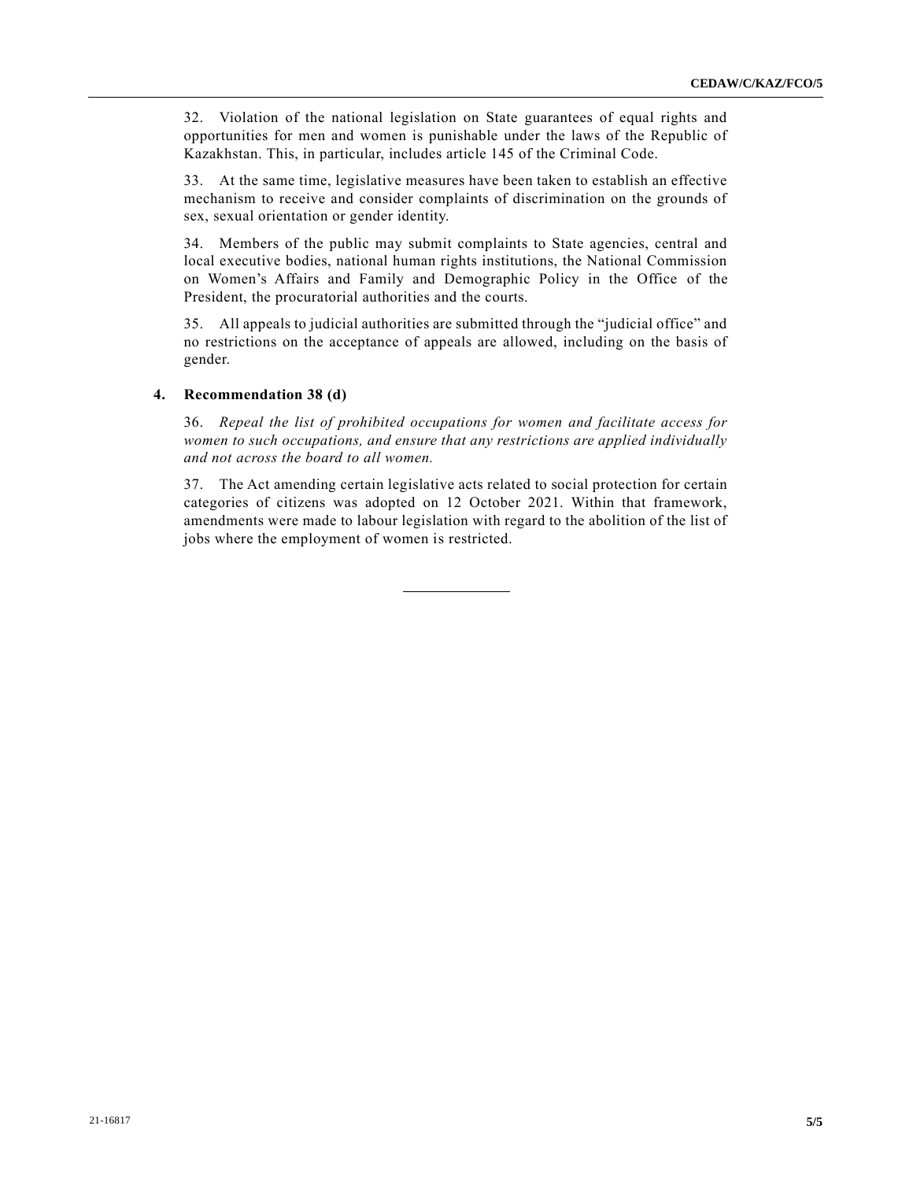32. Violation of the national legislation on State guarantees of equal rights and opportunities for men and women is punishable under the laws of the Republic of Kazakhstan. This, in particular, includes article 145 of the Criminal Code.

33. At the same time, legislative measures have been taken to establish an effective mechanism to receive and consider complaints of discrimination on the grounds of sex, sexual orientation or gender identity.

34. Members of the public may submit complaints to State agencies, central and local executive bodies, national human rights institutions, the National Commission on Women's Affairs and Family and Demographic Policy in the Office of the President, the procuratorial authorities and the courts.

35. All appeals to judicial authorities are submitted through the "judicial office" and no restrictions on the acceptance of appeals are allowed, including on the basis of gender.

## 4. Recommendation 38 (d)

36. *Repeal the list of prohibited occupations for women and facilitate access for women to such occupations, and ensure that any restrictions are applied individually and not across the board to all women.*

37. The Act amending certain legislative acts related to social protection for certain categories of citizens was adopted on 12 October 2021. Within that framework, amendments were made to labour legislation with regard to the abolition of the list of jobs where the employment of women is restricted.